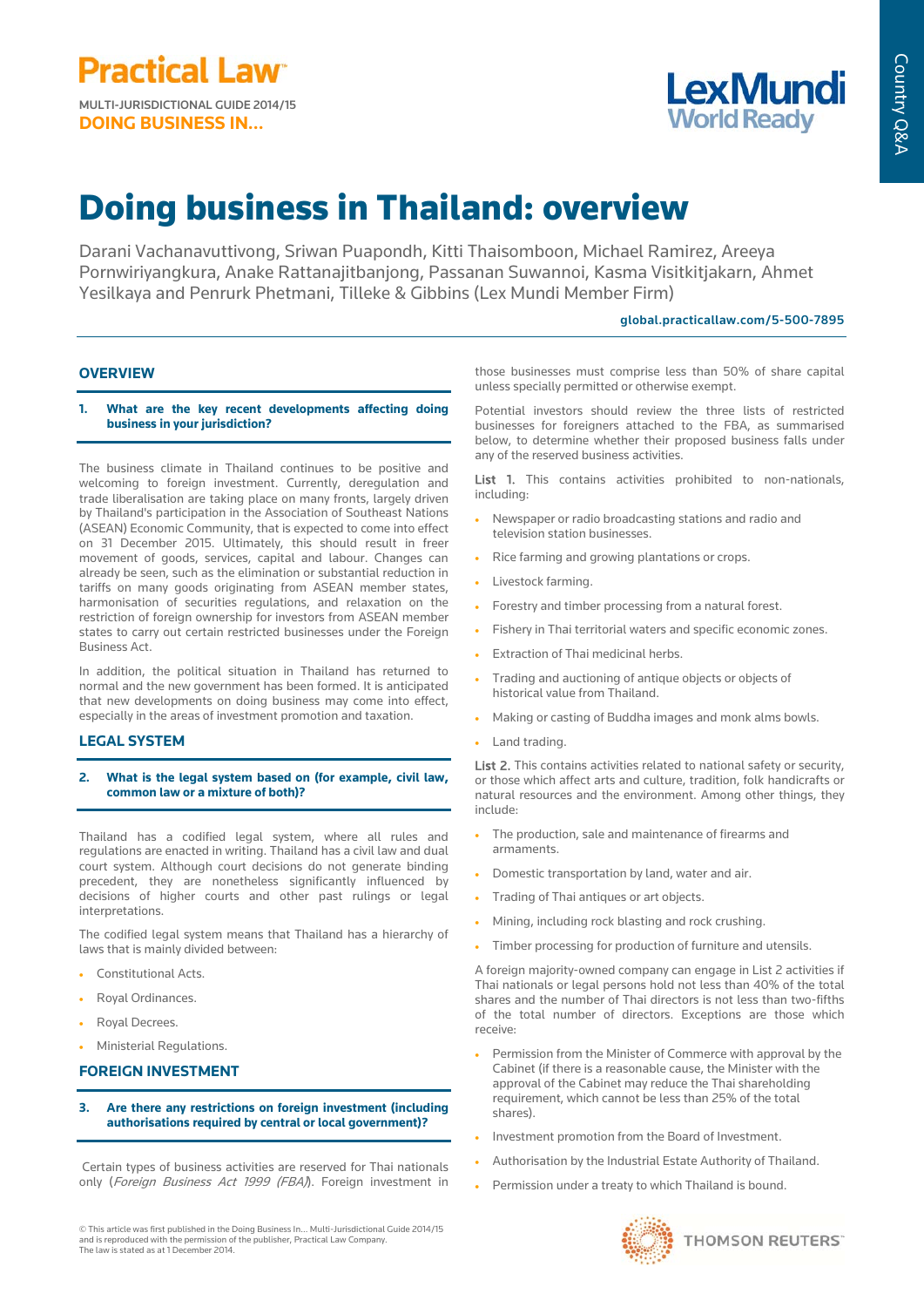Practical Law

MULTI-JURISDICTIONAL GUIDE 2014/15
**DOING BUSINESS IN...**

LexMundi World Ready

Country Q&A

# Doing business in Thailand: overview

Darani Vachanavuttivong, Sriwan Puapondh, Kitti Thaisomboon, Michael Ramirez, Areeya Pornwiriyangkura, Anake Rattanajitbanjong, Passanan Suwannoi, Kasma Visitkitjakarn, Ahmet Yesilkaya and Penrurk Phetmani, Tilleke & Gibbins (Lex Mundi Member Firm)

global.practicallaw.com/5-500-7895

## OVERVIEW

### 1. What are the key recent developments affecting doing business in your jurisdiction?

The business climate in Thailand continues to be positive and welcoming to foreign investment. Currently, deregulation and trade liberalisation are taking place on many fronts, largely driven by Thailand's participation in the Association of Southeast Nations (ASEAN) Economic Community, that is expected to come into effect on 31 December 2015. Ultimately, this should result in freer movement of goods, services, capital and labour. Changes can already be seen, such as the elimination or substantial reduction in tariffs on many goods originating from ASEAN member states, harmonisation of securities regulations, and relaxation on the restriction of foreign ownership for investors from ASEAN member states to carry out certain restricted businesses under the Foreign Business Act.

In addition, the political situation in Thailand has returned to normal and the new government has been formed. It is anticipated that new developments on doing business may come into effect, especially in the areas of investment promotion and taxation.

## LEGAL SYSTEM

### 2. What is the legal system based on (for example, civil law, common law or a mixture of both)?

Thailand has a codified legal system, where all rules and regulations are enacted in writing. Thailand has a civil law and dual court system. Although court decisions do not generate binding precedent, they are nonetheless significantly influenced by decisions of higher courts and other past rulings or legal interpretations.

The codified legal system means that Thailand has a hierarchy of laws that is mainly divided between:

- Constitutional Acts.
- Royal Ordinances.
- Royal Decrees.
- Ministerial Regulations.

## FOREIGN INVESTMENT

### 3. Are there any restrictions on foreign investment (including authorisations required by central or local government)?

Certain types of business activities are reserved for Thai nationals only (*Foreign Business Act 1999 (FBA)*). Foreign investment in those businesses must comprise less than 50% of share capital unless specially permitted or otherwise exempt.

Potential investors should review the three lists of restricted businesses for foreigners attached to the FBA, as summarised below, to determine whether their proposed business falls under any of the reserved business activities.

**List 1.** This contains activities prohibited to non-nationals, including:

- Newspaper or radio broadcasting stations and radio and television station businesses.
- Rice farming and growing plantations or crops.
- Livestock farming.
- Forestry and timber processing from a natural forest.
- Fishery in Thai territorial waters and specific economic zones.
- Extraction of Thai medicinal herbs.
- Trading and auctioning of antique objects or objects of historical value from Thailand.
- Making or casting of Buddha images and monk alms bowls.
- Land trading.

**List 2.** This contains activities related to national safety or security, or those which affect arts and culture, tradition, folk handicrafts or natural resources and the environment. Among other things, they include:

- The production, sale and maintenance of firearms and armaments.
- Domestic transportation by land, water and air.
- Trading of Thai antiques or art objects.
- Mining, including rock blasting and rock crushing.
- Timber processing for production of furniture and utensils.

A foreign majority-owned company can engage in List 2 activities if Thai nationals or legal persons hold not less than 40% of the total shares and the number of Thai directors is not less than two-fifths of the total number of directors. Exceptions are those which receive:

- Permission from the Minister of Commerce with approval by the Cabinet (if there is a reasonable cause, the Minister with the approval of the Cabinet may reduce the Thai shareholding requirement, which cannot be less than 25% of the total shares).
- Investment promotion from the Board of Investment.
- Authorisation by the Industrial Estate Authority of Thailand.
- Permission under a treaty to which Thailand is bound.

© This article was first published in the Doing Business In... Multi-Jurisdictional Guide 2014/15 and is reproduced with the permission of the publisher, Practical Law Company. The law is stated as at 1 December 2014.

THOMSON REUTERS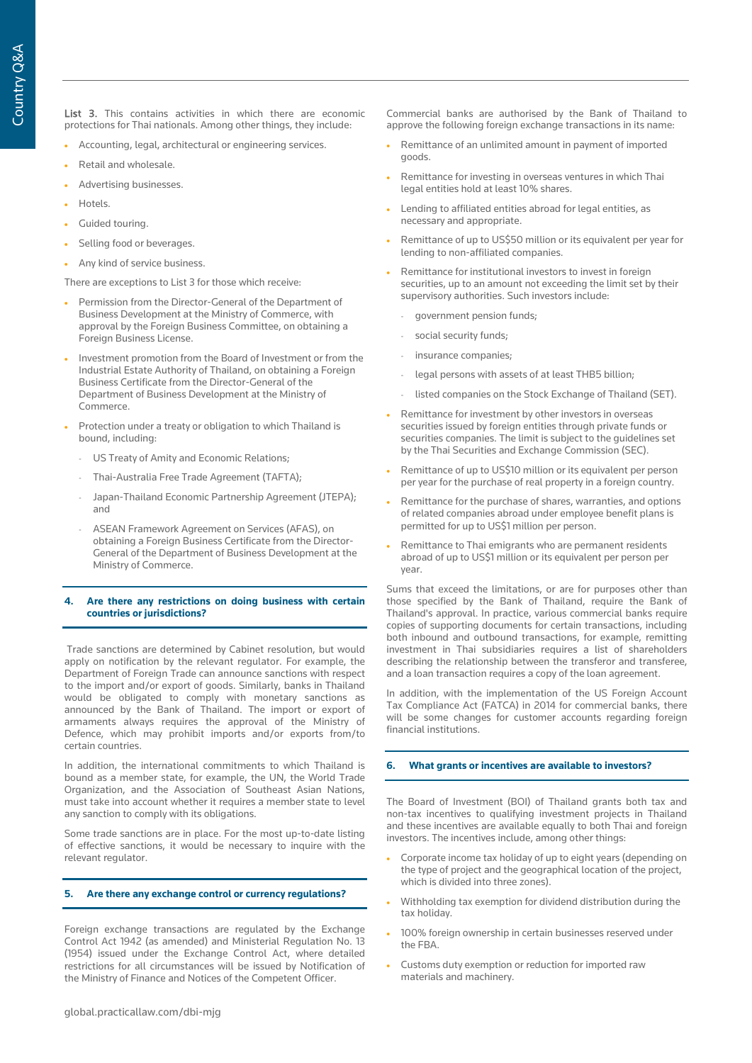**List 3.** This contains activities in which there are economic protections for Thai nationals. Among other things, they include:

- Accounting, legal, architectural or engineering services.
- Retail and wholesale.
- Advertising businesses.
- Hotels.
- Guided touring.
- Selling food or beverages.
- Any kind of service business.

There are exceptions to List 3 for those which receive:

- Permission from the Director-General of the Department of Business Development at the Ministry of Commerce, with approval by the Foreign Business Committee, on obtaining a Foreign Business License.
- Investment promotion from the Board of Investment or from the Industrial Estate Authority of Thailand, on obtaining a Foreign Business Certificate from the Director-General of the Department of Business Development at the Ministry of Commerce.
- Protection under a treaty or obligation to which Thailand is bound, including:
  - US Treaty of Amity and Economic Relations;
  - Thai-Australia Free Trade Agreement (TAFTA);
  - Japan-Thailand Economic Partnership Agreement (JTEPA); and
  - ASEAN Framework Agreement on Services (AFAS), on obtaining a Foreign Business Certificate from the Director-General of the Department of Business Development at the Ministry of Commerce.

## 4. Are there any restrictions on doing business with certain countries or jurisdictions?

Trade sanctions are determined by Cabinet resolution, but would apply on notification by the relevant regulator. For example, the Department of Foreign Trade can announce sanctions with respect to the import and/or export of goods. Similarly, banks in Thailand would be obligated to comply with monetary sanctions as announced by the Bank of Thailand. The import or export of armaments always requires the approval of the Ministry of Defence, which may prohibit imports and/or exports from/to certain countries.

In addition, the international commitments to which Thailand is bound as a member state, for example, the UN, the World Trade Organization, and the Association of Southeast Asian Nations, must take into account whether it requires a member state to level any sanction to comply with its obligations.

Some trade sanctions are in place. For the most up-to-date listing of effective sanctions, it would be necessary to inquire with the relevant regulator.

## 5. Are there any exchange control or currency regulations?

Foreign exchange transactions are regulated by the Exchange Control Act 1942 (as amended) and Ministerial Regulation No. 13 (1954) issued under the Exchange Control Act, where detailed restrictions for all circumstances will be issued by Notification of the Ministry of Finance and Notices of the Competent Officer.

Commercial banks are authorised by the Bank of Thailand to approve the following foreign exchange transactions in its name:

- Remittance of an unlimited amount in payment of imported goods.
- Remittance for investing in overseas ventures in which Thai legal entities hold at least 10% shares.
- Lending to affiliated entities abroad for legal entities, as necessary and appropriate.
- Remittance of up to US$50 million or its equivalent per year for lending to non-affiliated companies.
- Remittance for institutional investors to invest in foreign securities, up to an amount not exceeding the limit set by their supervisory authorities. Such investors include:
  - government pension funds;
  - social security funds;
  - insurance companies;
  - legal persons with assets of at least THB5 billion;
  - listed companies on the Stock Exchange of Thailand (SET).
- Remittance for investment by other investors in overseas securities issued by foreign entities through private funds or securities companies. The limit is subject to the guidelines set by the Thai Securities and Exchange Commission (SEC).
- Remittance of up to US$10 million or its equivalent per person per year for the purchase of real property in a foreign country.
- Remittance for the purchase of shares, warranties, and options of related companies abroad under employee benefit plans is permitted for up to US$1 million per person.
- Remittance to Thai emigrants who are permanent residents abroad of up to US$1 million or its equivalent per person per year.

Sums that exceed the limitations, or are for purposes other than those specified by the Bank of Thailand, require the Bank of Thailand's approval. In practice, various commercial banks require copies of supporting documents for certain transactions, including both inbound and outbound transactions, for example, remitting investment in Thai subsidiaries requires a list of shareholders describing the relationship between the transferor and transferee, and a loan transaction requires a copy of the loan agreement.

In addition, with the implementation of the US Foreign Account Tax Compliance Act (FATCA) in 2014 for commercial banks, there will be some changes for customer accounts regarding foreign financial institutions.

## 6. What grants or incentives are available to investors?

The Board of Investment (BOI) of Thailand grants both tax and non-tax incentives to qualifying investment projects in Thailand and these incentives are available equally to both Thai and foreign investors. The incentives include, among other things:

- Corporate income tax holiday of up to eight years (depending on the type of project and the geographical location of the project, which is divided into three zones).
- Withholding tax exemption for dividend distribution during the tax holiday.
- 100% foreign ownership in certain businesses reserved under the FBA.
- Customs duty exemption or reduction for imported raw materials and machinery.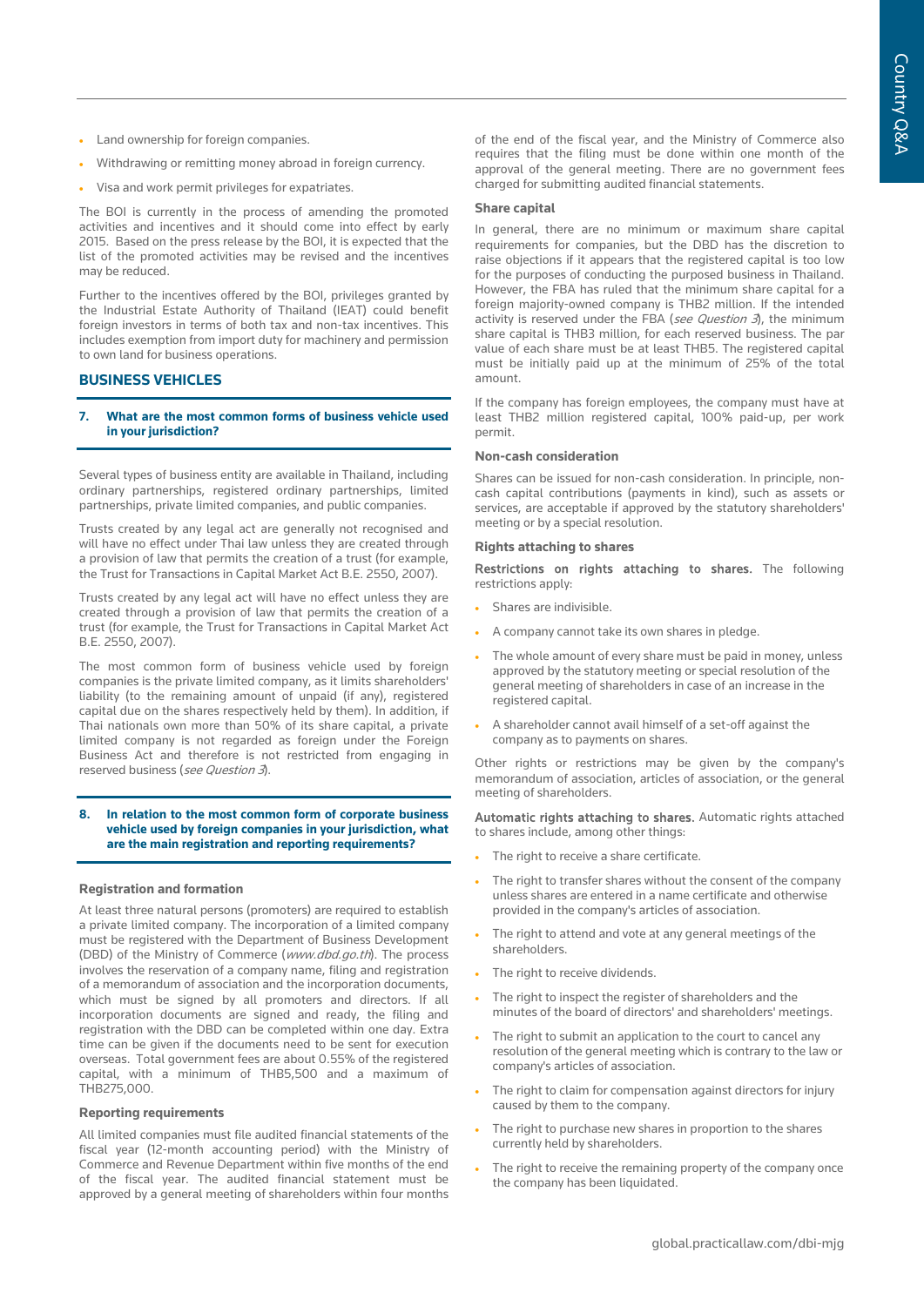- Land ownership for foreign companies.
- Withdrawing or remitting money abroad in foreign currency.
- Visa and work permit privileges for expatriates.

The BOI is currently in the process of amending the promoted activities and incentives and it should come into effect by early 2015. Based on the press release by the BOI, it is expected that the list of the promoted activities may be revised and the incentives may be reduced.

Further to the incentives offered by the BOI, privileges granted by the Industrial Estate Authority of Thailand (IEAT) could benefit foreign investors in terms of both tax and non-tax incentives. This includes exemption from import duty for machinery and permission to own land for business operations.

## BUSINESS VEHICLES

### 7. What are the most common forms of business vehicle used in your jurisdiction?

Several types of business entity are available in Thailand, including ordinary partnerships, registered ordinary partnerships, limited partnerships, private limited companies, and public companies.

Trusts created by any legal act are generally not recognised and will have no effect under Thai law unless they are created through a provision of law that permits the creation of a trust (for example, the Trust for Transactions in Capital Market Act B.E. 2550, 2007).

Trusts created by any legal act will have no effect unless they are created through a provision of law that permits the creation of a trust (for example, the Trust for Transactions in Capital Market Act B.E. 2550, 2007).

The most common form of business vehicle used by foreign companies is the private limited company, as it limits shareholders' liability (to the remaining amount of unpaid (if any), registered capital due on the shares respectively held by them). In addition, if Thai nationals own more than 50% of its share capital, a private limited company is not regarded as foreign under the Foreign Business Act and therefore is not restricted from engaging in reserved business (*see Question 3*).

### 8. In relation to the most common form of corporate business vehicle used by foreign companies in your jurisdiction, what are the main registration and reporting requirements?

#### Registration and formation

At least three natural persons (promoters) are required to establish a private limited company. The incorporation of a limited company must be registered with the Department of Business Development (DBD) of the Ministry of Commerce (*www.dbd.go.th*). The process involves the reservation of a company name, filing and registration of a memorandum of association and the incorporation documents, which must be signed by all promoters and directors. If all incorporation documents are signed and ready, the filing and registration with the DBD can be completed within one day. Extra time can be given if the documents need to be sent for execution overseas. Total government fees are about 0.55% of the registered capital, with a minimum of THB5,500 and a maximum of THB275,000.

#### Reporting requirements

All limited companies must file audited financial statements of the fiscal year (12-month accounting period) with the Ministry of Commerce and Revenue Department within five months of the end of the fiscal year. The audited financial statement must be approved by a general meeting of shareholders within four months of the end of the fiscal year, and the Ministry of Commerce also requires that the filing must be done within one month of the approval of the general meeting. There are no government fees charged for submitting audited financial statements.

#### Share capital

In general, there are no minimum or maximum share capital requirements for companies, but the DBD has the discretion to raise objections if it appears that the registered capital is too low for the purposes of conducting the purposed business in Thailand. However, the FBA has ruled that the minimum share capital for a foreign majority-owned company is THB2 million. If the intended activity is reserved under the FBA (*see Question 3*), the minimum share capital is THB3 million, for each reserved business. The par value of each share must be at least THB5. The registered capital must be initially paid up at the minimum of 25% of the total amount.

If the company has foreign employees, the company must have at least THB2 million registered capital, 100% paid-up, per work permit.

#### Non-cash consideration

Shares can be issued for non-cash consideration. In principle, non-cash capital contributions (payments in kind), such as assets or services, are acceptable if approved by the statutory shareholders' meeting or by a special resolution.

#### Rights attaching to shares

**Restrictions on rights attaching to shares.** The following restrictions apply:

- Shares are indivisible.
- A company cannot take its own shares in pledge.
- The whole amount of every share must be paid in money, unless approved by the statutory meeting or special resolution of the general meeting of shareholders in case of an increase in the registered capital.
- A shareholder cannot avail himself of a set-off against the company as to payments on shares.

Other rights or restrictions may be given by the company's memorandum of association, articles of association, or the general meeting of shareholders.

**Automatic rights attaching to shares.** Automatic rights attached to shares include, among other things:

- The right to receive a share certificate.
- The right to transfer shares without the consent of the company unless shares are entered in a name certificate and otherwise provided in the company's articles of association.
- The right to attend and vote at any general meetings of the shareholders.
- The right to receive dividends.
- The right to inspect the register of shareholders and the minutes of the board of directors' and shareholders' meetings.
- The right to submit an application to the court to cancel any resolution of the general meeting which is contrary to the law or company's articles of association.
- The right to claim for compensation against directors for injury caused by them to the company.
- The right to purchase new shares in proportion to the shares currently held by shareholders.
- The right to receive the remaining property of the company once the company has been liquidated.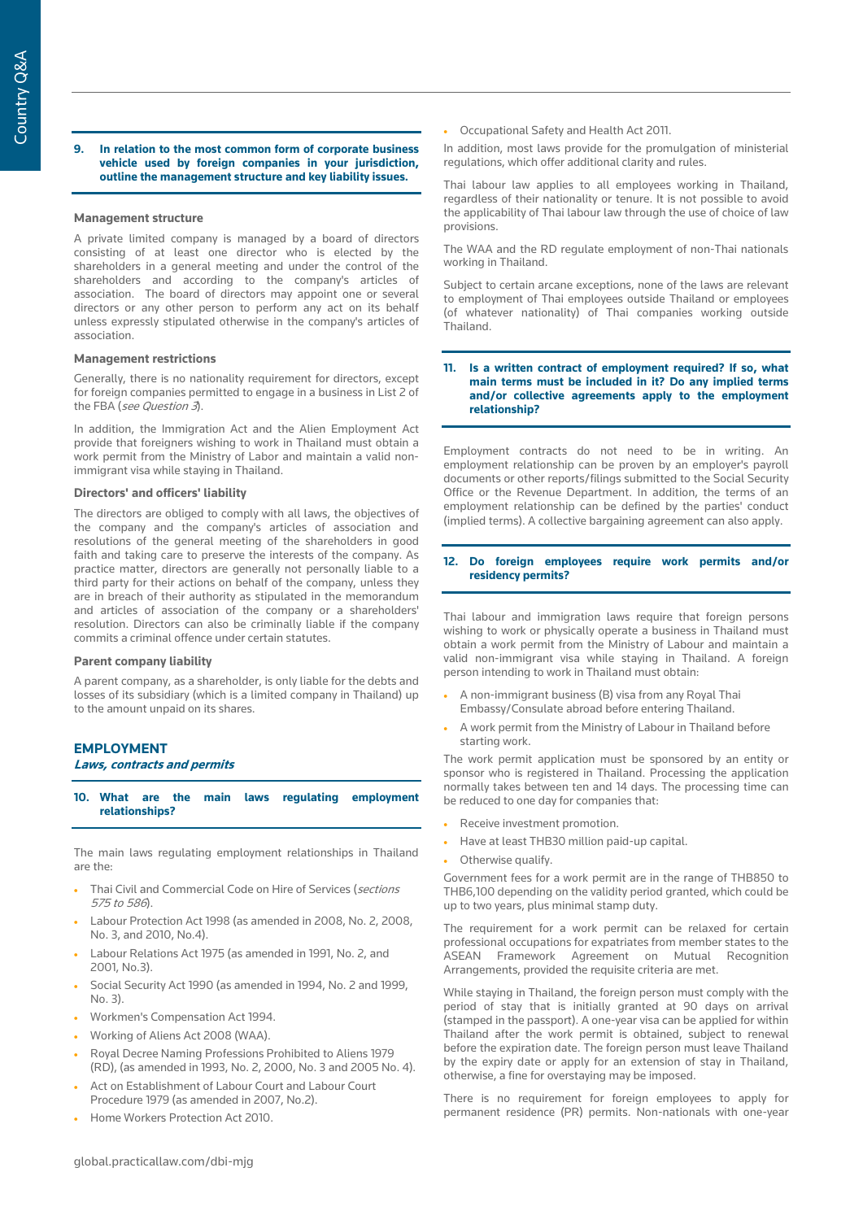### 9. In relation to the most common form of corporate business vehicle used by foreign companies in your jurisdiction, outline the management structure and key liability issues.

**Management structure**

A private limited company is managed by a board of directors consisting of at least one director who is elected by the shareholders in a general meeting and under the control of the shareholders and according to the company's articles of association. The board of directors may appoint one or several directors or any other person to perform any act on its behalf unless expressly stipulated otherwise in the company's articles of association.

**Management restrictions**

Generally, there is no nationality requirement for directors, except for foreign companies permitted to engage in a business in List 2 of the FBA (*see Question 3*).

In addition, the Immigration Act and the Alien Employment Act provide that foreigners wishing to work in Thailand must obtain a work permit from the Ministry of Labor and maintain a valid non-immigrant visa while staying in Thailand.

**Directors' and officers' liability**

The directors are obliged to comply with all laws, the objectives of the company and the company's articles of association and resolutions of the general meeting of the shareholders in good faith and taking care to preserve the interests of the company. As practice matter, directors are generally not personally liable to a third party for their actions on behalf of the company, unless they are in breach of their authority as stipulated in the memorandum and articles of association of the company or a shareholders' resolution. Directors can also be criminally liable if the company commits a criminal offence under certain statutes.

**Parent company liability**

A parent company, as a shareholder, is only liable for the debts and losses of its subsidiary (which is a limited company in Thailand) up to the amount unpaid on its shares.

## EMPLOYMENT

***Laws, contracts and permits***

### 10. What are the main laws regulating employment relationships?

The main laws regulating employment relationships in Thailand are the:

- Thai Civil and Commercial Code on Hire of Services (*sections 575 to 586*).
- Labour Protection Act 1998 (as amended in 2008, No. 2, 2008, No. 3, and 2010, No.4).
- Labour Relations Act 1975 (as amended in 1991, No. 2, and 2001, No.3).
- Social Security Act 1990 (as amended in 1994, No. 2 and 1999, No. 3).
- Workmen's Compensation Act 1994.
- Working of Aliens Act 2008 (WAA).
- Royal Decree Naming Professions Prohibited to Aliens 1979 (RD), (as amended in 1993, No. 2, 2000, No. 3 and 2005 No. 4).
- Act on Establishment of Labour Court and Labour Court Procedure 1979 (as amended in 2007, No.2).
- Home Workers Protection Act 2010.
- Occupational Safety and Health Act 2011.

In addition, most laws provide for the promulgation of ministerial regulations, which offer additional clarity and rules.

Thai labour law applies to all employees working in Thailand, regardless of their nationality or tenure. It is not possible to avoid the applicability of Thai labour law through the use of choice of law provisions.

The WAA and the RD regulate employment of non-Thai nationals working in Thailand.

Subject to certain arcane exceptions, none of the laws are relevant to employment of Thai employees outside Thailand or employees (of whatever nationality) of Thai companies working outside Thailand.

### 11. Is a written contract of employment required? If so, what main terms must be included in it? Do any implied terms and/or collective agreements apply to the employment relationship?

Employment contracts do not need to be in writing. An employment relationship can be proven by an employer's payroll documents or other reports/filings submitted to the Social Security Office or the Revenue Department. In addition, the terms of an employment relationship can be defined by the parties' conduct (implied terms). A collective bargaining agreement can also apply.

### 12. Do foreign employees require work permits and/or residency permits?

Thai labour and immigration laws require that foreign persons wishing to work or physically operate a business in Thailand must obtain a work permit from the Ministry of Labour and maintain a valid non-immigrant visa while staying in Thailand. A foreign person intending to work in Thailand must obtain:

- A non-immigrant business (B) visa from any Royal Thai Embassy/Consulate abroad before entering Thailand.
- A work permit from the Ministry of Labour in Thailand before starting work.

The work permit application must be sponsored by an entity or sponsor who is registered in Thailand. Processing the application normally takes between ten and 14 days. The processing time can be reduced to one day for companies that:

- Receive investment promotion.
- Have at least THB30 million paid-up capital.
- Otherwise qualify.

Government fees for a work permit are in the range of THB850 to THB6,100 depending on the validity period granted, which could be up to two years, plus minimal stamp duty.

The requirement for a work permit can be relaxed for certain professional occupations for expatriates from member states to the ASEAN Framework Agreement on Mutual Recognition Arrangements, provided the requisite criteria are met.

While staying in Thailand, the foreign person must comply with the period of stay that is initially granted at 90 days on arrival (stamped in the passport). A one-year visa can be applied for within Thailand after the work permit is obtained, subject to renewal before the expiration date. The foreign person must leave Thailand by the expiry date or apply for an extension of stay in Thailand, otherwise, a fine for overstaying may be imposed.

There is no requirement for foreign employees to apply for permanent residence (PR) permits. Non-nationals with one-year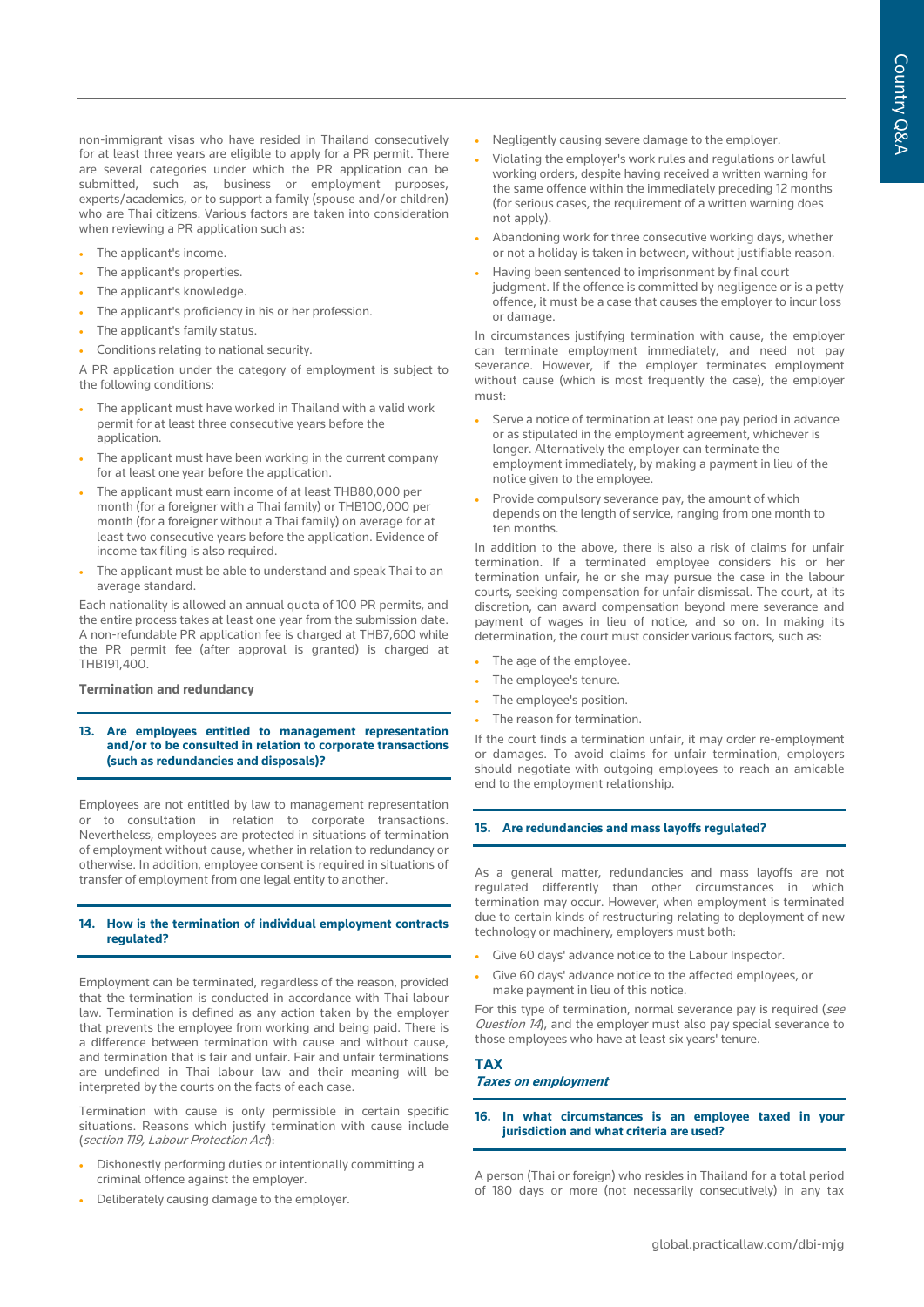non-immigrant visas who have resided in Thailand consecutively for at least three years are eligible to apply for a PR permit. There are several categories under which the PR application can be submitted, such as, business or employment purposes, experts/academics, or to support a family (spouse and/or children) who are Thai citizens. Various factors are taken into consideration when reviewing a PR application such as:

- The applicant's income.
- The applicant's properties.
- The applicant's knowledge.
- The applicant's proficiency in his or her profession.
- The applicant's family status.
- Conditions relating to national security.

A PR application under the category of employment is subject to the following conditions:

- The applicant must have worked in Thailand with a valid work permit for at least three consecutive years before the application.
- The applicant must have been working in the current company for at least one year before the application.
- The applicant must earn income of at least THB80,000 per month (for a foreigner with a Thai family) or THB100,000 per month (for a foreigner without a Thai family) on average for at least two consecutive years before the application. Evidence of income tax filing is also required.
- The applicant must be able to understand and speak Thai to an average standard.

Each nationality is allowed an annual quota of 100 PR permits, and the entire process takes at least one year from the submission date. A non-refundable PR application fee is charged at THB7,600 while the PR permit fee (after approval is granted) is charged at THB191,400.

**Termination and redundancy**

### 13. Are employees entitled to management representation and/or to be consulted in relation to corporate transactions (such as redundancies and disposals)?

Employees are not entitled by law to management representation or to consultation in relation to corporate transactions. Nevertheless, employees are protected in situations of termination of employment without cause, whether in relation to redundancy or otherwise. In addition, employee consent is required in situations of transfer of employment from one legal entity to another.

### 14. How is the termination of individual employment contracts regulated?

Employment can be terminated, regardless of the reason, provided that the termination is conducted in accordance with Thai labour law. Termination is defined as any action taken by the employer that prevents the employee from working and being paid. There is a difference between termination with cause and without cause, and termination that is fair and unfair. Fair and unfair terminations are undefined in Thai labour law and their meaning will be interpreted by the courts on the facts of each case.

Termination with cause is only permissible in certain specific situations. Reasons which justify termination with cause include (*section 119, Labour Protection Act*):

- Dishonestly performing duties or intentionally committing a criminal offence against the employer.
- Deliberately causing damage to the employer.
- Negligently causing severe damage to the employer.
- Violating the employer's work rules and regulations or lawful working orders, despite having received a written warning for the same offence within the immediately preceding 12 months (for serious cases, the requirement of a written warning does not apply).
- Abandoning work for three consecutive working days, whether or not a holiday is taken in between, without justifiable reason.
- Having been sentenced to imprisonment by final court judgment. If the offence is committed by negligence or is a petty offence, it must be a case that causes the employer to incur loss or damage.

In circumstances justifying termination with cause, the employer can terminate employment immediately, and need not pay severance. However, if the employer terminates employment without cause (which is most frequently the case), the employer must:

- Serve a notice of termination at least one pay period in advance or as stipulated in the employment agreement, whichever is longer. Alternatively the employer can terminate the employment immediately, by making a payment in lieu of the notice given to the employee.
- Provide compulsory severance pay, the amount of which depends on the length of service, ranging from one month to ten months.

In addition to the above, there is also a risk of claims for unfair termination. If a terminated employee considers his or her termination unfair, he or she may pursue the case in the labour courts, seeking compensation for unfair dismissal. The court, at its discretion, can award compensation beyond mere severance and payment of wages in lieu of notice, and so on. In making its determination, the court must consider various factors, such as:

- The age of the employee.
- The employee's tenure.
- The employee's position.
- The reason for termination.

If the court finds a termination unfair, it may order re-employment or damages. To avoid claims for unfair termination, employers should negotiate with outgoing employees to reach an amicable end to the employment relationship.

### 15. Are redundancies and mass layoffs regulated?

As a general matter, redundancies and mass layoffs are not regulated differently than other circumstances in which termination may occur. However, when employment is terminated due to certain kinds of restructuring relating to deployment of new technology or machinery, employers must both:

- Give 60 days' advance notice to the Labour Inspector.
- Give 60 days' advance notice to the affected employees, or make payment in lieu of this notice.

For this type of termination, normal severance pay is required (*see Question 14*), and the employer must also pay special severance to those employees who have at least six years' tenure.

## TAX

***Taxes on employment***

### 16. In what circumstances is an employee taxed in your jurisdiction and what criteria are used?

A person (Thai or foreign) who resides in Thailand for a total period of 180 days or more (not necessarily consecutively) in any tax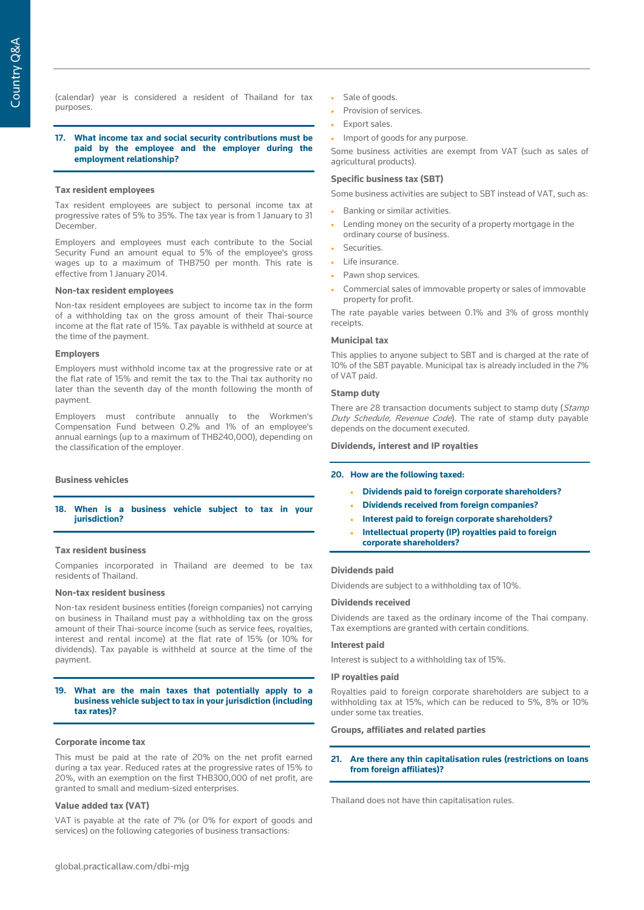(calendar) year is considered a resident of Thailand for tax purposes.

### 17. What income tax and social security contributions must be paid by the employee and the employer during the employment relationship?

#### Tax resident employees

Tax resident employees are subject to personal income tax at progressive rates of 5% to 35%. The tax year is from 1 January to 31 December.

Employers and employees must each contribute to the Social Security Fund an amount equal to 5% of the employee's gross wages up to a maximum of THB750 per month. This rate is effective from 1 January 2014.

#### Non-tax resident employees

Non-tax resident employees are subject to income tax in the form of a withholding tax on the gross amount of their Thai-source income at the flat rate of 15%. Tax payable is withheld at source at the time of the payment.

#### Employers

Employers must withhold income tax at the progressive rate or at the flat rate of 15% and remit the tax to the Thai tax authority no later than the seventh day of the month following the month of payment.

Employers must contribute annually to the Workmen's Compensation Fund between 0.2% and 1% of an employee's annual earnings (up to a maximum of THB240,000), depending on the classification of the employer.

## Business vehicles

### 18. When is a business vehicle subject to tax in your jurisdiction?

#### Tax resident business

Companies incorporated in Thailand are deemed to be tax residents of Thailand.

#### Non-tax resident business

Non-tax resident business entities (foreign companies) not carrying on business in Thailand must pay a withholding tax on the gross amount of their Thai-source income (such as service fees, royalties, interest and rental income) at the flat rate of 15% (or 10% for dividends). Tax payable is withheld at source at the time of the payment.

### 19. What are the main taxes that potentially apply to a business vehicle subject to tax in your jurisdiction (including tax rates)?

#### Corporate income tax

This must be paid at the rate of 20% on the net profit earned during a tax year. Reduced rates at the progressive rates of 15% to 20%, with an exemption on the first THB300,000 of net profit, are granted to small and medium-sized enterprises.

#### Value added tax (VAT)

VAT is payable at the rate of 7% (or 0% for export of goods and services) on the following categories of business transactions:

- Sale of goods.
- Provision of services.
- Export sales.
- Import of goods for any purpose.

Some business activities are exempt from VAT (such as sales of agricultural products).

#### Specific business tax (SBT)

Some business activities are subject to SBT instead of VAT, such as:

- Banking or similar activities.
- Lending money on the security of a property mortgage in the ordinary course of business.
- Securities.
- Life insurance.
- Pawn shop services.
- Commercial sales of immovable property or sales of immovable property for profit.

The rate payable varies between 0.1% and 3% of gross monthly receipts.

#### Municipal tax

This applies to anyone subject to SBT and is charged at the rate of 10% of the SBT payable. Municipal tax is already included in the 7% of VAT paid.

#### Stamp duty

There are 28 transaction documents subject to stamp duty (*Stamp Duty Schedule, Revenue Code*). The rate of stamp duty payable depends on the document executed.

## Dividends, interest and IP royalties

### 20. How are the following taxed:

- **Dividends paid to foreign corporate shareholders?**
- **Dividends received from foreign companies?**
- **Interest paid to foreign corporate shareholders?**
- **Intellectual property (IP) royalties paid to foreign corporate shareholders?**

#### Dividends paid

Dividends are subject to a withholding tax of 10%.

#### Dividends received

Dividends are taxed as the ordinary income of the Thai company. Tax exemptions are granted with certain conditions.

#### Interest paid

Interest is subject to a withholding tax of 15%.

#### IP royalties paid

Royalties paid to foreign corporate shareholders are subject to a withholding tax at 15%, which can be reduced to 5%, 8% or 10% under some tax treaties.

## Groups, affiliates and related parties

### 21. Are there any thin capitalisation rules (restrictions on loans from foreign affiliates)?

Thailand does not have thin capitalisation rules.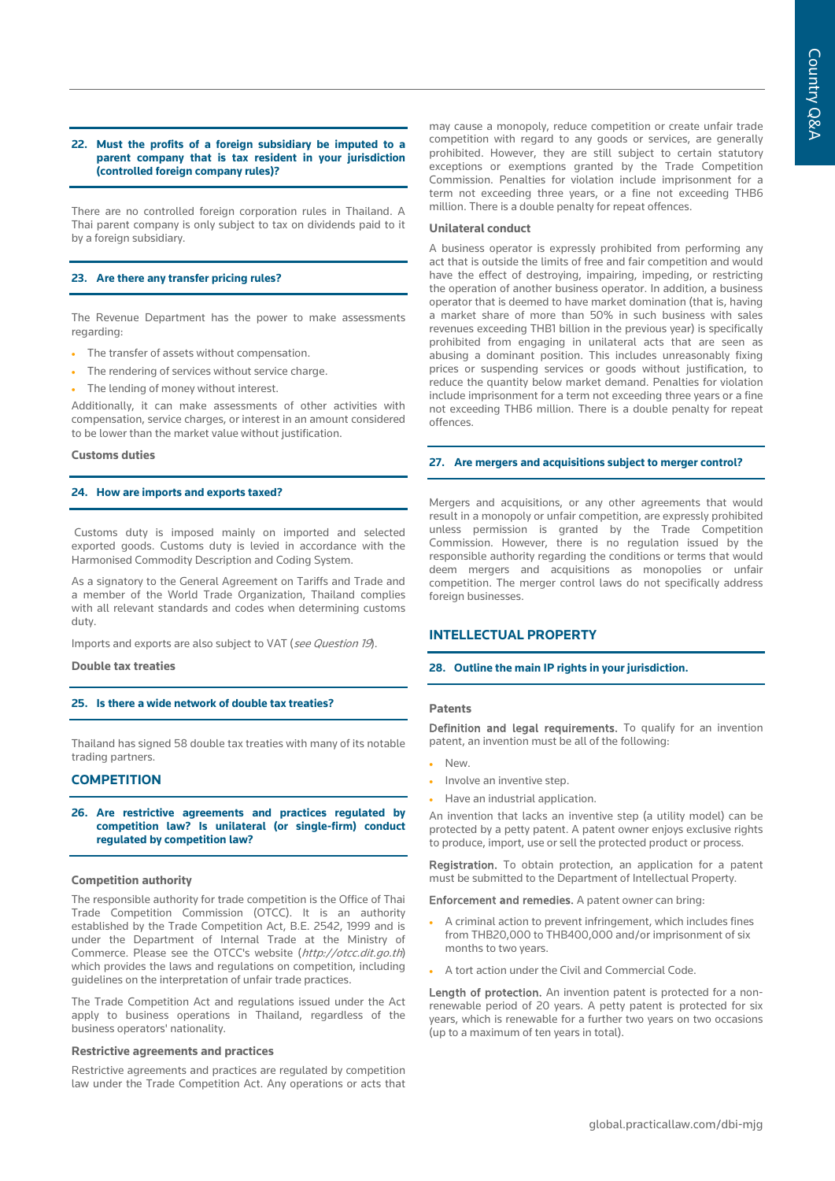### 22. Must the profits of a foreign subsidiary be imputed to a parent company that is tax resident in your jurisdiction (controlled foreign company rules)?

There are no controlled foreign corporation rules in Thailand. A Thai parent company is only subject to tax on dividends paid to it by a foreign subsidiary.

### 23. Are there any transfer pricing rules?

The Revenue Department has the power to make assessments regarding:

- The transfer of assets without compensation.
- The rendering of services without service charge.
- The lending of money without interest.

Additionally, it can make assessments of other activities with compensation, service charges, or interest in an amount considered to be lower than the market value without justification.

**Customs duties**

### 24. How are imports and exports taxed?

Customs duty is imposed mainly on imported and selected exported goods. Customs duty is levied in accordance with the Harmonised Commodity Description and Coding System.

As a signatory to the General Agreement on Tariffs and Trade and a member of the World Trade Organization, Thailand complies with all relevant standards and codes when determining customs duty.

Imports and exports are also subject to VAT (*see Question 19*).

**Double tax treaties**

### 25. Is there a wide network of double tax treaties?

Thailand has signed 58 double tax treaties with many of its notable trading partners.

## COMPETITION

### 26. Are restrictive agreements and practices regulated by competition law? Is unilateral (or single-firm) conduct regulated by competition law?

**Competition authority**

The responsible authority for trade competition is the Office of Thai Trade Competition Commission (OTCC). It is an authority established by the Trade Competition Act, B.E. 2542, 1999 and is under the Department of Internal Trade at the Ministry of Commerce. Please see the OTCC's website (*http://otcc.dit.go.th*) which provides the laws and regulations on competition, including guidelines on the interpretation of unfair trade practices.

The Trade Competition Act and regulations issued under the Act apply to business operations in Thailand, regardless of the business operators' nationality.

**Restrictive agreements and practices**

Restrictive agreements and practices are regulated by competition law under the Trade Competition Act. Any operations or acts that may cause a monopoly, reduce competition or create unfair trade competition with regard to any goods or services, are generally prohibited. However, they are still subject to certain statutory exceptions or exemptions granted by the Trade Competition Commission. Penalties for violation include imprisonment for a term not exceeding three years, or a fine not exceeding THB6 million. There is a double penalty for repeat offences.

**Unilateral conduct**

A business operator is expressly prohibited from performing any act that is outside the limits of free and fair competition and would have the effect of destroying, impairing, impeding, or restricting the operation of another business operator. In addition, a business operator that is deemed to have market domination (that is, having a market share of more than 50% in such business with sales revenues exceeding THB1 billion in the previous year) is specifically prohibited from engaging in unilateral acts that are seen as abusing a dominant position. This includes unreasonably fixing prices or suspending services or goods without justification, to reduce the quantity below market demand. Penalties for violation include imprisonment for a term not exceeding three years or a fine not exceeding THB6 million. There is a double penalty for repeat offences.

### 27. Are mergers and acquisitions subject to merger control?

Mergers and acquisitions, or any other agreements that would result in a monopoly or unfair competition, are expressly prohibited unless permission is granted by the Trade Competition Commission. However, there is no regulation issued by the responsible authority regarding the conditions or terms that would deem mergers and acquisitions as monopolies or unfair competition. The merger control laws do not specifically address foreign businesses.

## INTELLECTUAL PROPERTY

### 28. Outline the main IP rights in your jurisdiction.

**Patents**

**Definition and legal requirements.** To qualify for an invention patent, an invention must be all of the following:

- New.
- Involve an inventive step.
- Have an industrial application.

An invention that lacks an inventive step (a utility model) can be protected by a petty patent. A patent owner enjoys exclusive rights to produce, import, use or sell the protected product or process.

**Registration.** To obtain protection, an application for a patent must be submitted to the Department of Intellectual Property.

**Enforcement and remedies.** A patent owner can bring:

- A criminal action to prevent infringement, which includes fines from THB20,000 to THB400,000 and/or imprisonment of six months to two years.
- A tort action under the Civil and Commercial Code.

**Length of protection.** An invention patent is protected for a non-renewable period of 20 years. A petty patent is protected for six years, which is renewable for a further two years on two occasions (up to a maximum of ten years in total).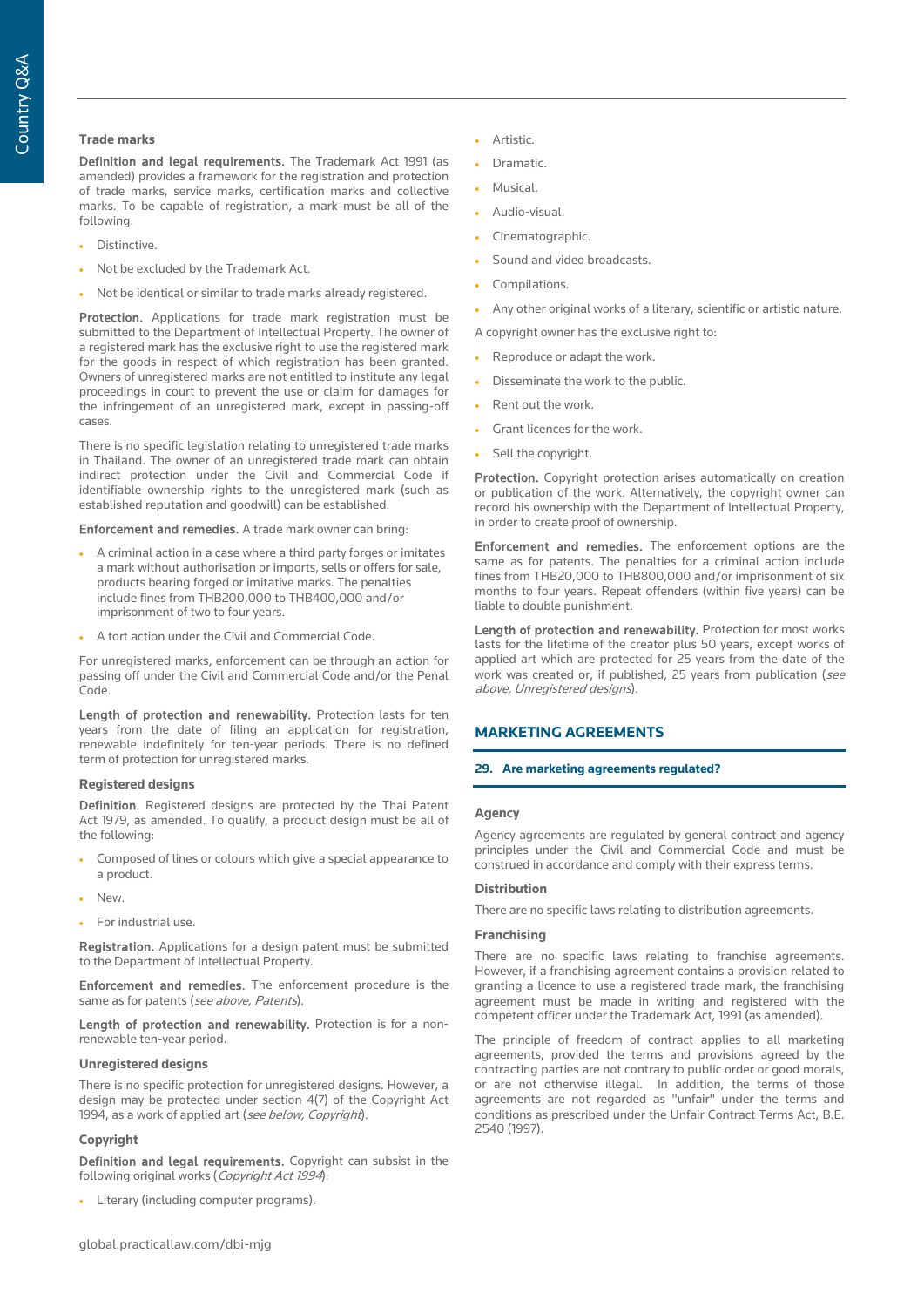### Trade marks

**Definition and legal requirements.** The Trademark Act 1991 (as amended) provides a framework for the registration and protection of trade marks, service marks, certification marks and collective marks. To be capable of registration, a mark must be all of the following:

- Distinctive.
- Not be excluded by the Trademark Act.
- Not be identical or similar to trade marks already registered.

**Protection.** Applications for trade mark registration must be submitted to the Department of Intellectual Property. The owner of a registered mark has the exclusive right to use the registered mark for the goods in respect of which registration has been granted. Owners of unregistered marks are not entitled to institute any legal proceedings in court to prevent the use or claim for damages for the infringement of an unregistered mark, except in passing-off cases.

There is no specific legislation relating to unregistered trade marks in Thailand. The owner of an unregistered trade mark can obtain indirect protection under the Civil and Commercial Code if identifiable ownership rights to the unregistered mark (such as established reputation and goodwill) can be established.

**Enforcement and remedies.** A trade mark owner can bring:

- A criminal action in a case where a third party forges or imitates a mark without authorisation or imports, sells or offers for sale, products bearing forged or imitative marks. The penalties include fines from THB200,000 to THB400,000 and/or imprisonment of two to four years.
- A tort action under the Civil and Commercial Code.

For unregistered marks, enforcement can be through an action for passing off under the Civil and Commercial Code and/or the Penal Code.

**Length of protection and renewability.** Protection lasts for ten years from the date of filing an application for registration, renewable indefinitely for ten-year periods. There is no defined term of protection for unregistered marks.

### Registered designs

**Definition.** Registered designs are protected by the Thai Patent Act 1979, as amended. To qualify, a product design must be all of the following:

- Composed of lines or colours which give a special appearance to a product.
- New.
- For industrial use.

**Registration.** Applications for a design patent must be submitted to the Department of Intellectual Property.

**Enforcement and remedies.** The enforcement procedure is the same as for patents (*see above, Patents*).

**Length of protection and renewability.** Protection is for a non-renewable ten-year period.

### Unregistered designs

There is no specific protection for unregistered designs. However, a design may be protected under section 4(7) of the Copyright Act 1994, as a work of applied art (*see below, Copyright*).

### Copyright

**Definition and legal requirements.** Copyright can subsist in the following original works (*Copyright Act 1994*):

- Literary (including computer programs).
- Artistic.
- Dramatic.
- Musical.
- Audio-visual.
- Cinematographic.
- Sound and video broadcasts.
- Compilations.
- Any other original works of a literary, scientific or artistic nature.

A copyright owner has the exclusive right to:

- Reproduce or adapt the work.
- Disseminate the work to the public.
- Rent out the work.
- Grant licences for the work.
- Sell the copyright.

**Protection.** Copyright protection arises automatically on creation or publication of the work. Alternatively, the copyright owner can record his ownership with the Department of Intellectual Property, in order to create proof of ownership.

**Enforcement and remedies.** The enforcement options are the same as for patents. The penalties for a criminal action include fines from THB20,000 to THB800,000 and/or imprisonment of six months to four years. Repeat offenders (within five years) can be liable to double punishment.

**Length of protection and renewability.** Protection for most works lasts for the lifetime of the creator plus 50 years, except works of applied art which are protected for 25 years from the date of the work was created or, if published, 25 years from publication (*see above, Unregistered designs*).

## MARKETING AGREEMENTS

### 29. Are marketing agreements regulated?

#### Agency

Agency agreements are regulated by general contract and agency principles under the Civil and Commercial Code and must be construed in accordance and comply with their express terms.

#### Distribution

There are no specific laws relating to distribution agreements.

#### Franchising

There are no specific laws relating to franchise agreements. However, if a franchising agreement contains a provision related to granting a licence to use a registered trade mark, the franchising agreement must be made in writing and registered with the competent officer under the Trademark Act, 1991 (as amended).

The principle of freedom of contract applies to all marketing agreements, provided the terms and provisions agreed by the contracting parties are not contrary to public order or good morals, or are not otherwise illegal. In addition, the terms of those agreements are not regarded as "unfair" under the terms and conditions as prescribed under the Unfair Contract Terms Act, B.E. 2540 (1997).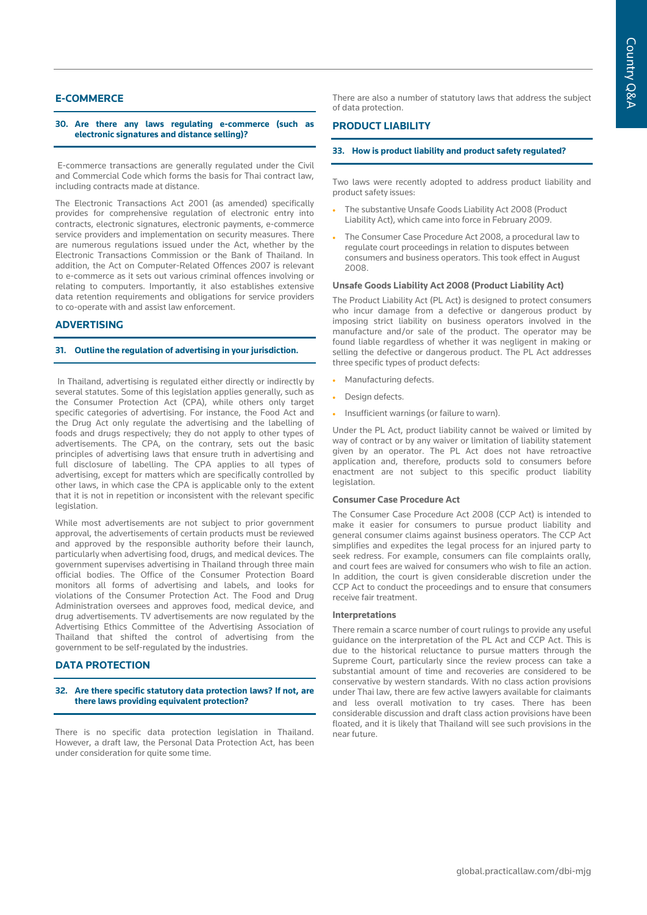## E-COMMERCE

### 30. Are there any laws regulating e-commerce (such as electronic signatures and distance selling)?

E-commerce transactions are generally regulated under the Civil and Commercial Code which forms the basis for Thai contract law, including contracts made at distance.

The Electronic Transactions Act 2001 (as amended) specifically provides for comprehensive regulation of electronic entry into contracts, electronic signatures, electronic payments, e-commerce service providers and implementation on security measures. There are numerous regulations issued under the Act, whether by the Electronic Transactions Commission or the Bank of Thailand. In addition, the Act on Computer-Related Offences 2007 is relevant to e-commerce as it sets out various criminal offences involving or relating to computers. Importantly, it also establishes extensive data retention requirements and obligations for service providers to co-operate with and assist law enforcement.

## ADVERTISING

### 31. Outline the regulation of advertising in your jurisdiction.

In Thailand, advertising is regulated either directly or indirectly by several statutes. Some of this legislation applies generally, such as the Consumer Protection Act (CPA), while others only target specific categories of advertising. For instance, the Food Act and the Drug Act only regulate the advertising and the labelling of foods and drugs respectively; they do not apply to other types of advertisements. The CPA, on the contrary, sets out the basic principles of advertising laws that ensure truth in advertising and full disclosure of labelling. The CPA applies to all types of advertising, except for matters which are specifically controlled by other laws, in which case the CPA is applicable only to the extent that it is not in repetition or inconsistent with the relevant specific legislation.

While most advertisements are not subject to prior government approval, the advertisements of certain products must be reviewed and approved by the responsible authority before their launch, particularly when advertising food, drugs, and medical devices. The government supervises advertising in Thailand through three main official bodies. The Office of the Consumer Protection Board monitors all forms of advertising and labels, and looks for violations of the Consumer Protection Act. The Food and Drug Administration oversees and approves food, medical device, and drug advertisements. TV advertisements are now regulated by the Advertising Ethics Committee of the Advertising Association of Thailand that shifted the control of advertising from the government to be self-regulated by the industries.

## DATA PROTECTION

### 32. Are there specific statutory data protection laws? If not, are there laws providing equivalent protection?

There is no specific data protection legislation in Thailand. However, a draft law, the Personal Data Protection Act, has been under consideration for quite some time.

There are also a number of statutory laws that address the subject of data protection.

## PRODUCT LIABILITY

### 33. How is product liability and product safety regulated?

Two laws were recently adopted to address product liability and product safety issues:

- The substantive Unsafe Goods Liability Act 2008 (Product Liability Act), which came into force in February 2009.
- The Consumer Case Procedure Act 2008, a procedural law to regulate court proceedings in relation to disputes between consumers and business operators. This took effect in August 2008.

**Unsafe Goods Liability Act 2008 (Product Liability Act)**

The Product Liability Act (PL Act) is designed to protect consumers who incur damage from a defective or dangerous product by imposing strict liability on business operators involved in the manufacture and/or sale of the product. The operator may be found liable regardless of whether it was negligent in making or selling the defective or dangerous product. The PL Act addresses three specific types of product defects:

- Manufacturing defects.
- Design defects.
- Insufficient warnings (or failure to warn).

Under the PL Act, product liability cannot be waived or limited by way of contract or by any waiver or limitation of liability statement given by an operator. The PL Act does not have retroactive application and, therefore, products sold to consumers before enactment are not subject to this specific product liability legislation.

**Consumer Case Procedure Act**

The Consumer Case Procedure Act 2008 (CCP Act) is intended to make it easier for consumers to pursue product liability and general consumer claims against business operators. The CCP Act simplifies and expedites the legal process for an injured party to seek redress. For example, consumers can file complaints orally, and court fees are waived for consumers who wish to file an action. In addition, the court is given considerable discretion under the CCP Act to conduct the proceedings and to ensure that consumers receive fair treatment.

**Interpretations**

There remain a scarce number of court rulings to provide any useful guidance on the interpretation of the PL Act and CCP Act. This is due to the historical reluctance to pursue matters through the Supreme Court, particularly since the review process can take a substantial amount of time and recoveries are considered to be conservative by western standards. With no class action provisions under Thai law, there are few active lawyers available for claimants and less overall motivation to try cases. There has been considerable discussion and draft class action provisions have been floated, and it is likely that Thailand will see such provisions in the near future.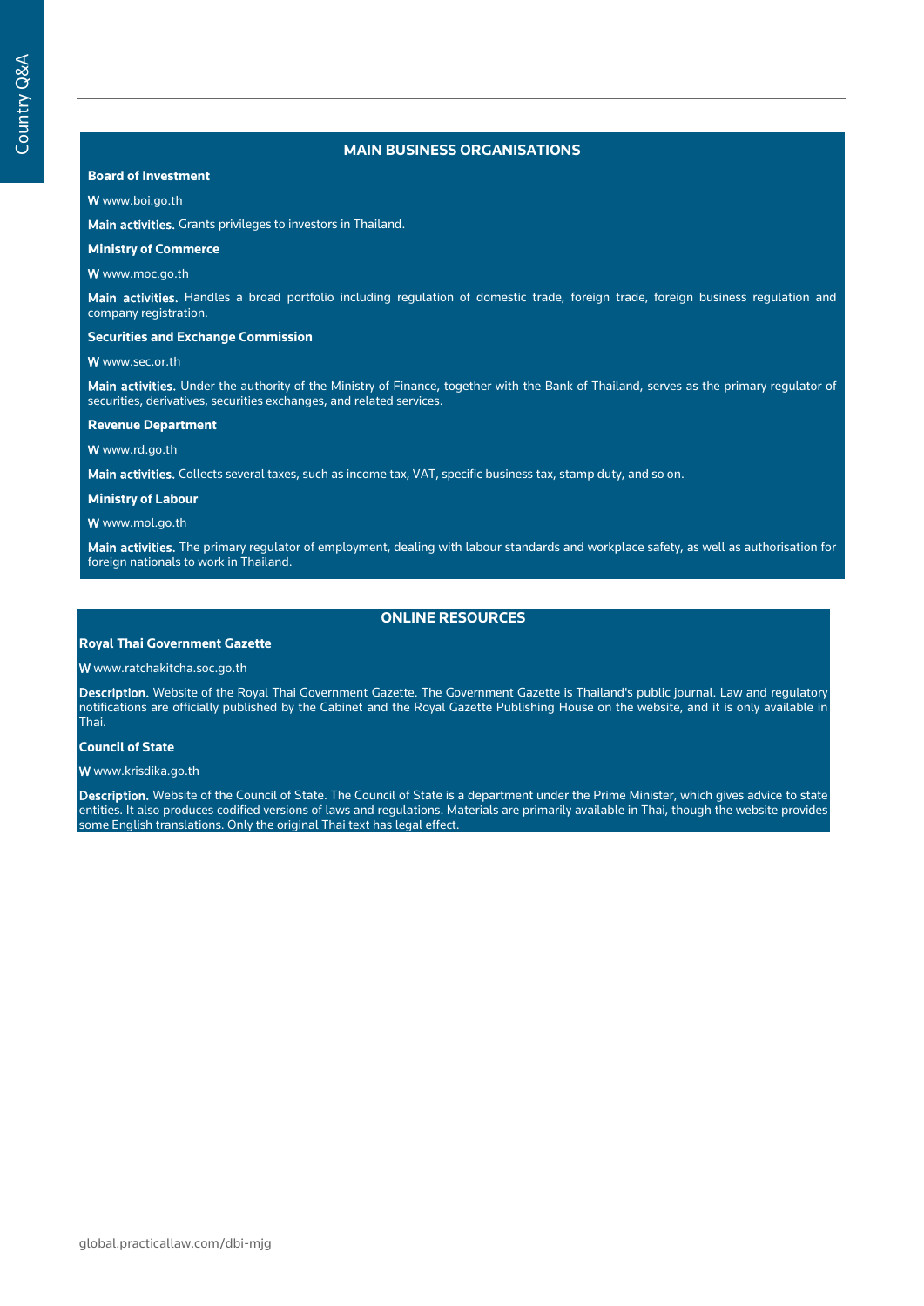## MAIN BUSINESS ORGANISATIONS

**Board of Investment**

**W** www.boi.go.th

**Main activities.** Grants privileges to investors in Thailand.

**Ministry of Commerce**

**W** www.moc.go.th

**Main activities.** Handles a broad portfolio including regulation of domestic trade, foreign trade, foreign business regulation and company registration.

**Securities and Exchange Commission**

**W** www.sec.or.th

**Main activities.** Under the authority of the Ministry of Finance, together with the Bank of Thailand, serves as the primary regulator of securities, derivatives, securities exchanges, and related services.

**Revenue Department**

**W** www.rd.go.th

**Main activities.** Collects several taxes, such as income tax, VAT, specific business tax, stamp duty, and so on.

**Ministry of Labour**

**W** www.mol.go.th

**Main activities.** The primary regulator of employment, dealing with labour standards and workplace safety, as well as authorisation for foreign nationals to work in Thailand.

## ONLINE RESOURCES

**Royal Thai Government Gazette**

**W** www.ratchakitcha.soc.go.th

**Description.** Website of the Royal Thai Government Gazette. The Government Gazette is Thailand's public journal. Law and regulatory notifications are officially published by the Cabinet and the Royal Gazette Publishing House on the website, and it is only available in Thai.

**Council of State**

**W** www.krisdika.go.th

**Description.** Website of the Council of State. The Council of State is a department under the Prime Minister, which gives advice to state entities. It also produces codified versions of laws and regulations. Materials are primarily available in Thai, though the website provides some English translations. Only the original Thai text has legal effect.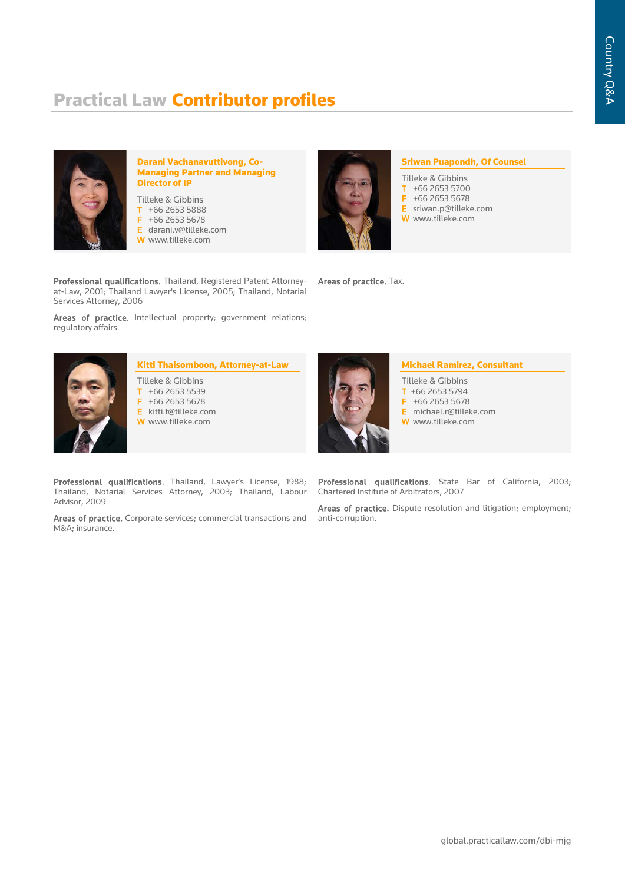# Practical Law Contributor profiles

### Darani Vachanavuttivong, Co-Managing Partner and Managing Director of IP

Tilleke & Gibbins
T +66 2653 5888
F +66 2653 5678
E darani.v@tilleke.com
W www.tilleke.com

**Professional qualifications.** Thailand, Registered Patent Attorney-at-Law, 2001; Thailand Lawyer's License, 2005; Thailand, Notarial Services Attorney, 2006

**Areas of practice.** Intellectual property; government relations; regulatory affairs.

### Sriwan Puapondh, Of Counsel

Tilleke & Gibbins
T +66 2653 5700
F +66 2653 5678
E sriwan.p@tilleke.com
W www.tilleke.com

**Areas of practice.** Tax.

### Kitti Thaisomboon, Attorney-at-Law

Tilleke & Gibbins
T +66 2653 5539
F +66 2653 5678
E kitti.t@tilleke.com
W www.tilleke.com

**Professional qualifications.** Thailand, Lawyer's License, 1988; Thailand, Notarial Services Attorney, 2003; Thailand, Labour Advisor, 2009

**Areas of practice.** Corporate services; commercial transactions and M&A; insurance.

### Michael Ramirez, Consultant

Tilleke & Gibbins
T +66 2653 5794
F +66 2653 5678
E michael.r@tilleke.com
W www.tilleke.com

**Professional qualifications.** State Bar of California, 2003; Chartered Institute of Arbitrators, 2007

**Areas of practice.** Dispute resolution and litigation; employment; anti-corruption.